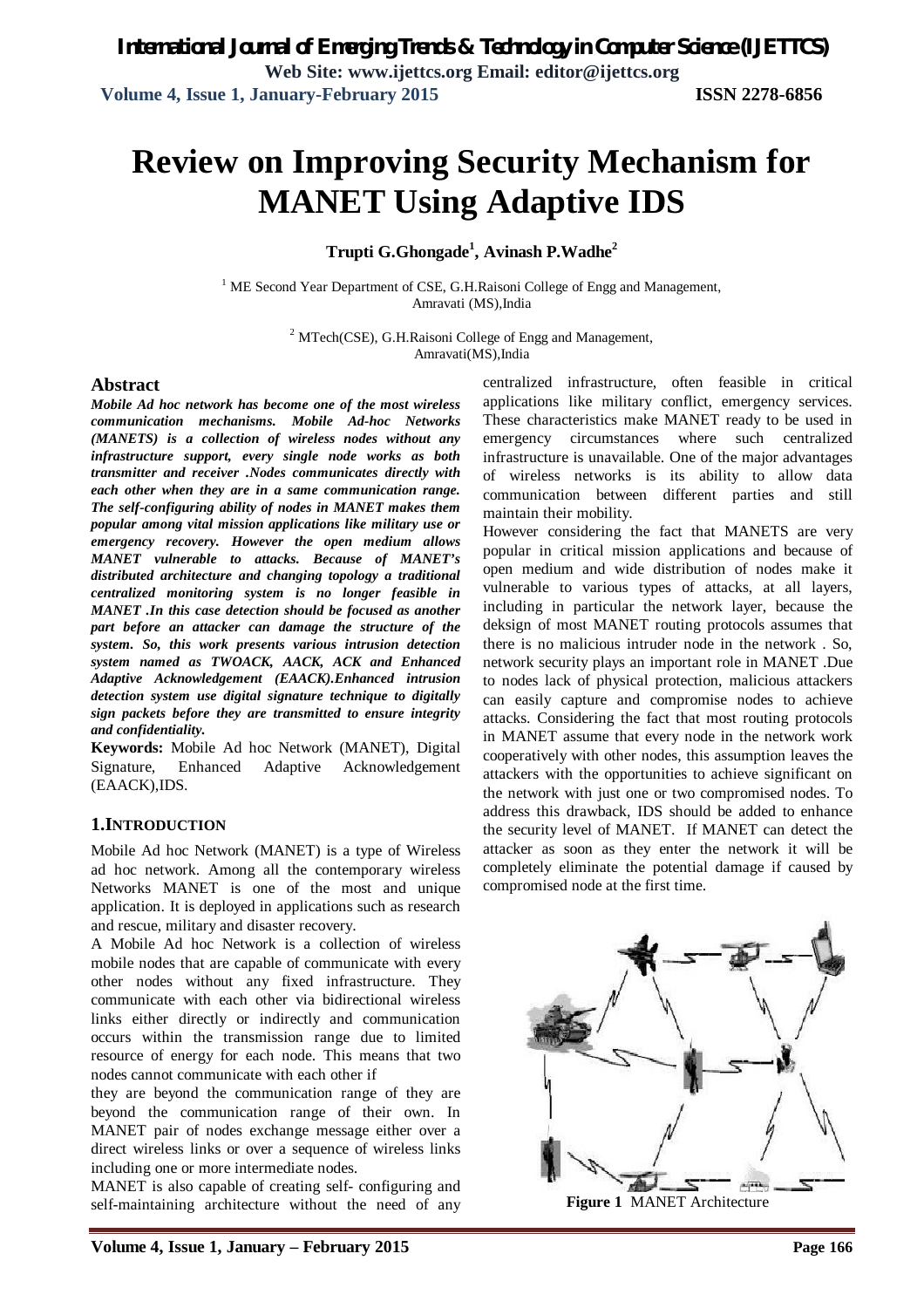# Review on Improving Security Mechanism for MANET Using Adaptive IDS

**Trupti G.Ghongade[1], Avinash P.Wadhe[2]**

[1] ME Second Year Department of CSE, G.H.Raisoni College of Engg and Management, Amravati (MS),India

[2] MTech(CSE), G.H.Raisoni College of Engg and Management, Amravati(MS),India

## Abstract

***Mobile Ad hoc network has become one of the most wireless communication mechanisms. Mobile Ad-hoc Networks (MANETS) is a collection of wireless nodes without any infrastructure support, every single node works as both transmitter and receiver .Nodes communicates directly with each other when they are in a same communication range. The self-configuring ability of nodes in MANET makes them popular among vital mission applications like military use or emergency recovery. However the open medium allows MANET vulnerable to attacks. Because of MANET's distributed architecture and changing topology a traditional centralized monitoring system is no longer feasible in MANET .In this case detection should be focused as another part before an attacker can damage the structure of the system. So, this work presents various intrusion detection system named as TWOACK, AACK, ACK and Enhanced Adaptive Acknowledgement (EAACK).Enhanced intrusion detection system use digital signature technique to digitally sign packets before they are transmitted to ensure integrity and confidentiality.***

**Keywords:** Mobile Ad hoc Network (MANET), Digital Signature, Enhanced Adaptive Acknowledgement (EAACK),IDS.

## 1.INTRODUCTION

Mobile Ad hoc Network (MANET) is a type of Wireless ad hoc network. Among all the contemporary wireless Networks MANET is one of the most and unique application. It is deployed in applications such as research and rescue, military and disaster recovery.

A Mobile Ad hoc Network is a collection of wireless mobile nodes that are capable of communicate with every other nodes without any fixed infrastructure. They communicate with each other via bidirectional wireless links either directly or indirectly and communication occurs within the transmission range due to limited resource of energy for each node. This means that two nodes cannot communicate with each other if they are beyond the communication range of they are beyond the communication range of their own. In MANET pair of nodes exchange message either over a direct wireless links or over a sequence of wireless links including one or more intermediate nodes.

MANET is also capable of creating self- configuring and self-maintaining architecture without the need of any centralized infrastructure, often feasible in critical applications like military conflict, emergency services. These characteristics make MANET ready to be used in emergency circumstances where such centralized infrastructure is unavailable. One of the major advantages of wireless networks is its ability to allow data communication between different parties and still maintain their mobility.

However considering the fact that MANETS are very popular in critical mission applications and because of open medium and wide distribution of nodes make it vulnerable to various types of attacks, at all layers, including in particular the network layer, because the deksign of most MANET routing protocols assumes that there is no malicious intruder node in the network . So, network security plays an important role in MANET .Due to nodes lack of physical protection, malicious attackers can easily capture and compromise nodes to achieve attacks. Considering the fact that most routing protocols in MANET assume that every node in the network work cooperatively with other nodes, this assumption leaves the attackers with the opportunities to achieve significant on the network with just one or two compromised nodes. To address this drawback, IDS should be added to enhance the security level of MANET. If MANET can detect the attacker as soon as they enter the network it will be completely eliminate the potential damage if caused by compromised node at the first time.

**Figure 1** MANET Architecture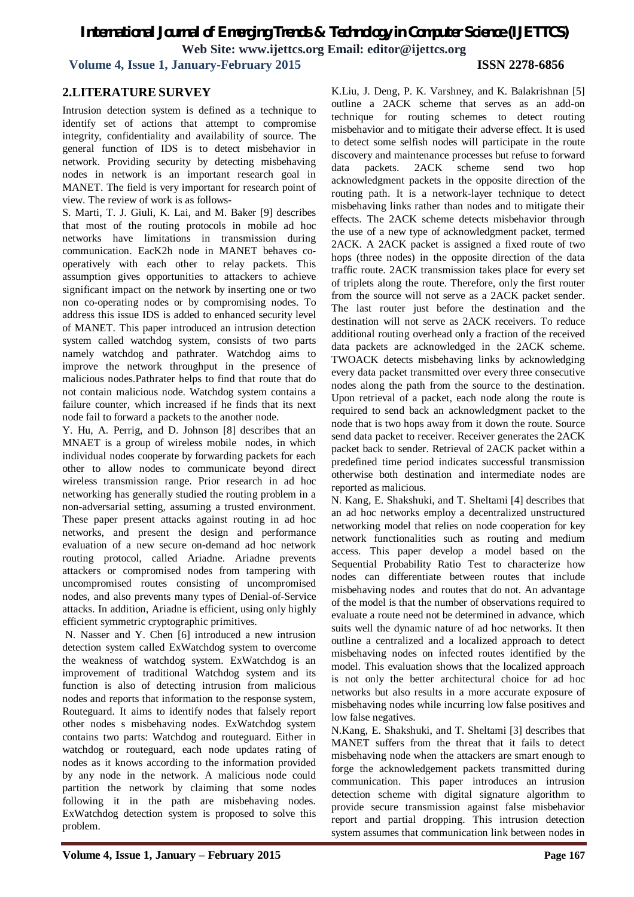## 2.LITERATURE SURVEY

Intrusion detection system is defined as a technique to identify set of actions that attempt to compromise integrity, confidentiality and availability of source. The general function of IDS is to detect misbehavior in network. Providing security by detecting misbehaving nodes in network is an important research goal in MANET. The field is very important for research point of view. The review of work is as follows-

S. Marti, T. J. Giuli, K. Lai, and M. Baker [9] describes that most of the routing protocols in mobile ad hoc networks have limitations in transmission during communication. EacK2h node in MANET behaves co-operatively with each other to relay packets. This assumption gives opportunities to attackers to achieve significant impact on the network by inserting one or two non co-operating nodes or by compromising nodes. To address this issue IDS is added to enhanced security level of MANET. This paper introduced an intrusion detection system called watchdog system, consists of two parts namely watchdog and pathrater. Watchdog aims to improve the network throughput in the presence of malicious nodes.Pathrater helps to find that route that do not contain malicious node. Watchdog system contains a failure counter, which increased if he finds that its next node fail to forward a packets to the another node.

Y. Hu, A. Perrig, and D. Johnson [8] describes that an MNAET is a group of wireless mobile nodes, in which individual nodes cooperate by forwarding packets for each other to allow nodes to communicate beyond direct wireless transmission range. Prior research in ad hoc networking has generally studied the routing problem in a non-adversarial setting, assuming a trusted environment. These paper present attacks against routing in ad hoc networks, and present the design and performance evaluation of a new secure on-demand ad hoc network routing protocol, called Ariadne. Ariadne prevents attackers or compromised nodes from tampering with uncompromised routes consisting of uncompromised nodes, and also prevents many types of Denial-of-Service attacks. In addition, Ariadne is efficient, using only highly efficient symmetric cryptographic primitives.

N. Nasser and Y. Chen [6] introduced a new intrusion detection system called ExWatchdog system to overcome the weakness of watchdog system. ExWatchdog is an improvement of traditional Watchdog system and its function is also of detecting intrusion from malicious nodes and reports that information to the response system, Routeguard. It aims to identify nodes that falsely report other nodes s misbehaving nodes. ExWatchdog system contains two parts: Watchdog and routeguard. Either in watchdog or routeguard, each node updates rating of nodes as it knows according to the information provided by any node in the network. A malicious node could partition the network by claiming that some nodes following it in the path are misbehaving nodes. ExWatchdog detection system is proposed to solve this problem.

K.Liu, J. Deng, P. K. Varshney, and K. Balakrishnan [5] outline a 2ACK scheme that serves as an add-on technique for routing schemes to detect routing misbehavior and to mitigate their adverse effect. It is used to detect some selfish nodes will participate in the route discovery and maintenance processes but refuse to forward data packets. 2ACK scheme send two hop acknowledgment packets in the opposite direction of the routing path. It is a network-layer technique to detect misbehaving links rather than nodes and to mitigate their effects. The 2ACK scheme detects misbehavior through the use of a new type of acknowledgment packet, termed 2ACK. A 2ACK packet is assigned a fixed route of two hops (three nodes) in the opposite direction of the data traffic route. 2ACK transmission takes place for every set of triplets along the route. Therefore, only the first router from the source will not serve as a 2ACK packet sender. The last router just before the destination and the destination will not serve as 2ACK receivers. To reduce additional routing overhead only a fraction of the received data packets are acknowledged in the 2ACK scheme. TWOACK detects misbehaving links by acknowledging every data packet transmitted over every three consecutive nodes along the path from the source to the destination. Upon retrieval of a packet, each node along the route is required to send back an acknowledgment packet to the node that is two hops away from it down the route. Source send data packet to receiver. Receiver generates the 2ACK packet back to sender. Retrieval of 2ACK packet within a predefined time period indicates successful transmission otherwise both destination and intermediate nodes are reported as malicious.

N. Kang, E. Shakshuki, and T. Sheltami [4] describes that an ad hoc networks employ a decentralized unstructured networking model that relies on node cooperation for key network functionalities such as routing and medium access. This paper develop a model based on the Sequential Probability Ratio Test to characterize how nodes can differentiate between routes that include misbehaving nodes and routes that do not. An advantage of the model is that the number of observations required to evaluate a route need not be determined in advance, which suits well the dynamic nature of ad hoc networks. It then outline a centralized and a localized approach to detect misbehaving nodes on infected routes identified by the model. This evaluation shows that the localized approach is not only the better architectural choice for ad hoc networks but also results in a more accurate exposure of misbehaving nodes while incurring low false positives and low false negatives.

N.Kang, E. Shakshuki, and T. Sheltami [3] describes that MANET suffers from the threat that it fails to detect misbehaving node when the attackers are smart enough to forge the acknowledgement packets transmitted during communication. This paper introduces an intrusion detection scheme with digital signature algorithm to provide secure transmission against false misbehavior report and partial dropping. This intrusion detection system assumes that communication link between nodes in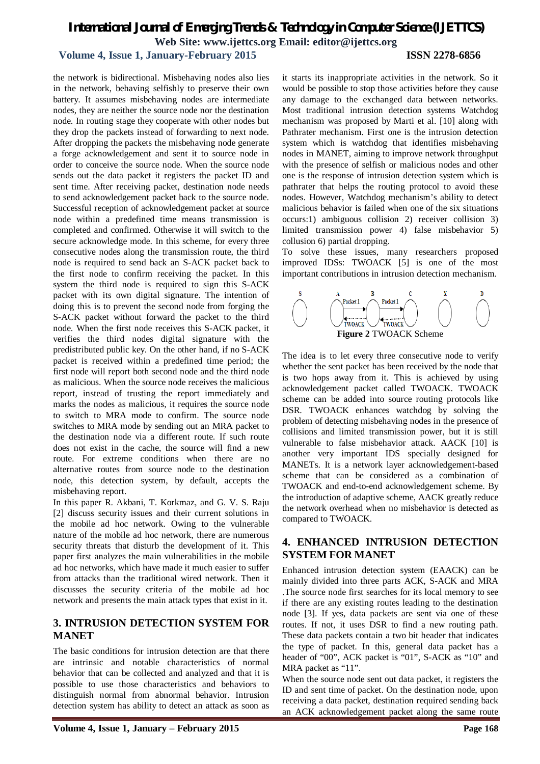the network is bidirectional. Misbehaving nodes also lies in the network, behaving selfishly to preserve their own battery. It assumes misbehaving nodes are intermediate nodes, they are neither the source node nor the destination node. In routing stage they cooperate with other nodes but they drop the packets instead of forwarding to next node. After dropping the packets the misbehaving node generate a forge acknowledgement and sent it to source node in order to conceive the source node. When the source node sends out the data packet it registers the packet ID and sent time. After receiving packet, destination node needs to send acknowledgement packet back to the source node. Successful reception of acknowledgement packet at source node within a predefined time means transmission is completed and confirmed. Otherwise it will switch to the secure acknowledge mode. In this scheme, for every three consecutive nodes along the transmission route, the third node is required to send back an S-ACK packet back to the first node to confirm receiving the packet. In this system the third node is required to sign this S-ACK packet with its own digital signature. The intention of doing this is to prevent the second node from forging the S-ACK packet without forward the packet to the third node. When the first node receives this S-ACK packet, it verifies the third nodes digital signature with the predistributed public key. On the other hand, if no S-ACK packet is received within a predefined time period; the first node will report both second node and the third node as malicious. When the source node receives the malicious report, instead of trusting the report immediately and marks the nodes as malicious, it requires the source node to switch to MRA mode to confirm. The source node switches to MRA mode by sending out an MRA packet to the destination node via a different route. If such route does not exist in the cache, the source will find a new route. For extreme conditions when there are no alternative routes from source node to the destination node, this detection system, by default, accepts the misbehaving report.

In this paper R. Akbani, T. Korkmaz, and G. V. S. Raju [2] discuss security issues and their current solutions in the mobile ad hoc network. Owing to the vulnerable nature of the mobile ad hoc network, there are numerous security threats that disturb the development of it. This paper first analyzes the main vulnerabilities in the mobile ad hoc networks, which have made it much easier to suffer from attacks than the traditional wired network. Then it discusses the security criteria of the mobile ad hoc network and presents the main attack types that exist in it.

## 3. INTRUSION DETECTION SYSTEM FOR MANET

The basic conditions for intrusion detection are that there are intrinsic and notable characteristics of normal behavior that can be collected and analyzed and that it is possible to use those characteristics and behaviors to distinguish normal from abnormal behavior. Intrusion detection system has ability to detect an attack as soon as it starts its inappropriate activities in the network. So it would be possible to stop those activities before they cause any damage to the exchanged data between networks. Most traditional intrusion detection systems Watchdog mechanism was proposed by Marti et al. [10] along with Pathrater mechanism. First one is the intrusion detection system which is watchdog that identifies misbehaving nodes in MANET, aiming to improve network throughput with the presence of selfish or malicious nodes and other one is the response of intrusion detection system which is pathrater that helps the routing protocol to avoid these nodes. However, Watchdog mechanism's ability to detect malicious behavior is failed when one of the six situations occurs:1) ambiguous collision 2) receiver collision 3) limited transmission power 4) false misbehavior 5) collision 6) partial dropping.

To solve these issues, many researchers proposed improved IDSs: TWOACK [5] is one of the most important contributions in intrusion detection mechanism.

S A B C X D
Packet 1 Packet 1
TWOACK TWOACK

**Figure 2** TWOACK Scheme

The idea is to let every three consecutive node to verify whether the sent packet has been received by the node that is two hops away from it. This is achieved by using acknowledgement packet called TWOACK. TWOACK scheme can be added into source routing protocols like DSR. TWOACK enhances watchdog by solving the problem of detecting misbehaving nodes in the presence of collisions and limited transmission power, but it is still vulnerable to false misbehavior attack. AACK [10] is another very important IDS specially designed for MANETs. It is a network layer acknowledgement-based scheme that can be considered as a combination of TWOACK and end-to-end acknowledgement scheme. By the introduction of adaptive scheme, AACK greatly reduce the network overhead when no misbehavior is detected as compared to TWOACK.

## 4. ENHANCED INTRUSION DETECTION SYSTEM FOR MANET

Enhanced intrusion detection system (EAACK) can be mainly divided into three parts ACK, S-ACK and MRA .The source node first searches for its local memory to see if there are any existing routes leading to the destination node [3]. If yes, data packets are sent via one of these routes. If not, it uses DSR to find a new routing path. These data packets contain a two bit header that indicates the type of packet. In this, general data packet has a header of "00", ACK packet is "01", S-ACK as "10" and MRA packet as "11".

When the source node sent out data packet, it registers the ID and sent time of packet. On the destination node, upon receiving a data packet, destination required sending back an ACK acknowledgement packet along the same route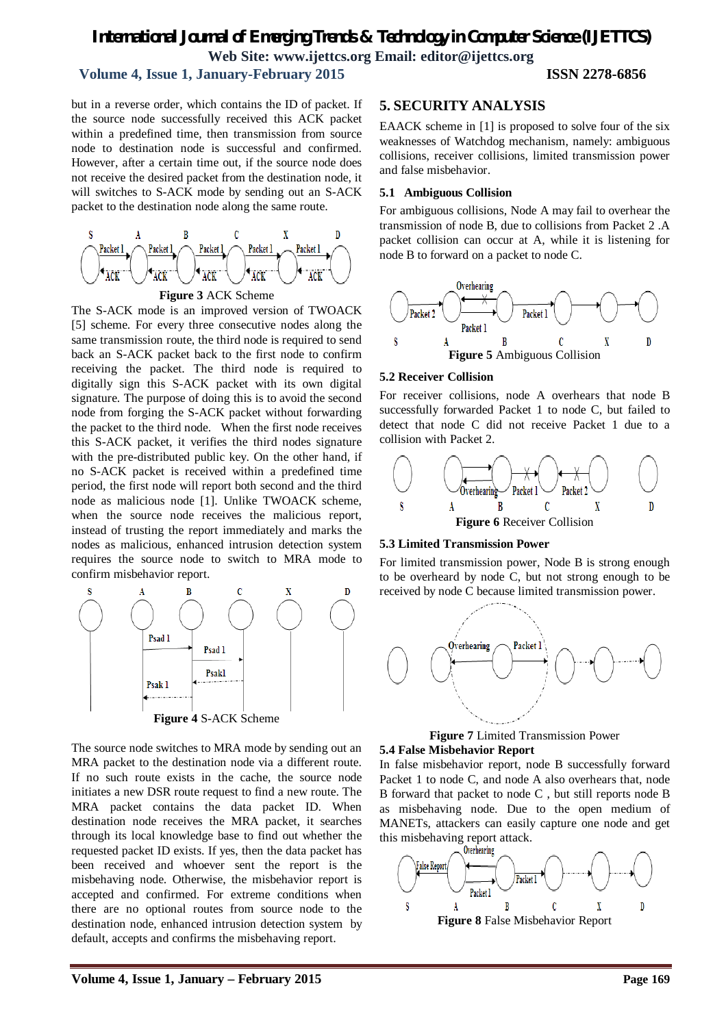but in a reverse order, which contains the ID of packet. If the source node successfully received this ACK packet within a predefined time, then transmission from source node to destination node is successful and confirmed. However, after a certain time out, if the source node does not receive the desired packet from the destination node, it will switches to S-ACK mode by sending out an S-ACK packet to the destination node along the same route.

S A B C X D
Packet 1 Packet 1 Packet 1 Packet 1 Packet 1
ACK ACK ACK ACK ACK

**Figure 3** ACK Scheme

The S-ACK mode is an improved version of TWOACK [5] scheme. For every three consecutive nodes along the same transmission route, the third node is required to send back an S-ACK packet back to the first node to confirm receiving the packet. The third node is required to digitally sign this S-ACK packet with its own digital signature. The purpose of doing this is to avoid the second node from forging the S-ACK packet without forwarding the packet to the third node. When the first node receives this S-ACK packet, it verifies the third nodes signature with the pre-distributed public key. On the other hand, if no S-ACK packet is received within a predefined time period, the first node will report both second and the third node as malicious node [1]. Unlike TWOACK scheme, when the source node receives the malicious report, instead of trusting the report immediately and marks the nodes as malicious, enhanced intrusion detection system requires the source node to switch to MRA mode to confirm misbehavior report.

S A B C X D
Psad 1
Psad 1
Psak1
Psak 1

**Figure 4** S-ACK Scheme

The source node switches to MRA mode by sending out an MRA packet to the destination node via a different route. If no such route exists in the cache, the source node initiates a new DSR route request to find a new route. The MRA packet contains the data packet ID. When destination node receives the MRA packet, it searches through its local knowledge base to find out whether the requested packet ID exists. If yes, then the data packet has been received and whoever sent the report is the misbehaving node. Otherwise, the misbehavior report is accepted and confirmed. For extreme conditions when there are no optional routes from source node to the destination node, enhanced intrusion detection system by default, accepts and confirms the misbehaving report.

## 5. SECURITY ANALYSIS

EAACK scheme in [1] is proposed to solve four of the six weaknesses of Watchdog mechanism, namely: ambiguous collisions, receiver collisions, limited transmission power and false misbehavior.

### 5.1 Ambiguous Collision

For ambiguous collisions, Node A may fail to overhear the transmission of node B, due to collisions from Packet 2 .A packet collision can occur at A, while it is listening for node B to forward on a packet to node C.

Overhearing
Packet 2 Packet 1
Packet 1
S A B C X D

**Figure 5** Ambiguous Collision

### 5.2 Receiver Collision

For receiver collisions, node A overhears that node B successfully forwarded Packet 1 to node C, but failed to detect that node C did not receive Packet 1 due to a collision with Packet 2.

Overhearing Packet 1 Packet 2
S A B C X D

**Figure 6** Receiver Collision

### 5.3 Limited Transmission Power

For limited transmission power, Node B is strong enough to be overheard by node C, but not strong enough to be received by node C because limited transmission power.

Overhearing Packet 1

**Figure 7** Limited Transmission Power

### 5.4 False Misbehavior Report

In false misbehavior report, node B successfully forward Packet 1 to node C, and node A also overhears that, node B forward that packet to node C , but still reports node B as misbehaving node. Due to the open medium of MANETs, attackers can easily capture one node and get this misbehaving report attack.

Overhearing
False Report Packet 1
Packet 1
S A B C X D

**Figure 8** False Misbehavior Report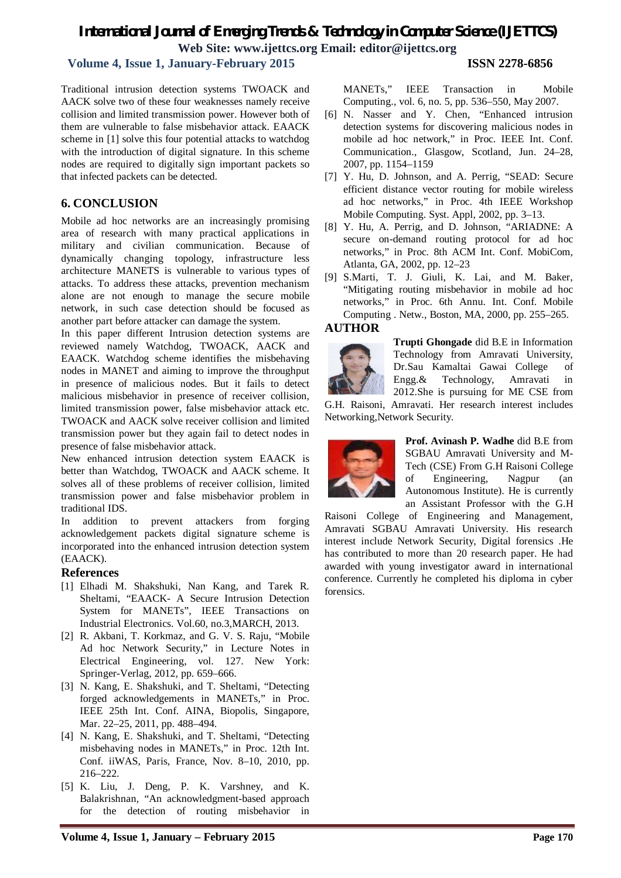Traditional intrusion detection systems TWOACK and AACK solve two of these four weaknesses namely receive collision and limited transmission power. However both of them are vulnerable to false misbehavior attack. EAACK scheme in [1] solve this four potential attacks to watchdog with the introduction of digital signature. In this scheme nodes are required to digitally sign important packets so that infected packets can be detected.

## 6. CONCLUSION

Mobile ad hoc networks are an increasingly promising area of research with many practical applications in military and civilian communication. Because of dynamically changing topology, infrastructure less architecture MANETS is vulnerable to various types of attacks. To address these attacks, prevention mechanism alone are not enough to manage the secure mobile network, in such case detection should be focused as another part before attacker can damage the system.

In this paper different Intrusion detection systems are reviewed namely Watchdog, TWOACK, AACK and EAACK. Watchdog scheme identifies the misbehaving nodes in MANET and aiming to improve the throughput in presence of malicious nodes. But it fails to detect malicious misbehavior in presence of receiver collision, limited transmission power, false misbehavior attack etc. TWOACK and AACK solve receiver collision and limited transmission power but they again fail to detect nodes in presence of false misbehavior attack.

New enhanced intrusion detection system EAACK is better than Watchdog, TWOACK and AACK scheme. It solves all of these problems of receiver collision, limited transmission power and false misbehavior problem in traditional IDS.

In addition to prevent attackers from forging acknowledgement packets digital signature scheme is incorporated into the enhanced intrusion detection system (EAACK).

### References

[1] Elhadi M. Shakshuki, Nan Kang, and Tarek R. Sheltami, "EAACK- A Secure Intrusion Detection System for MANETs", IEEE Transactions on Industrial Electronics. Vol.60, no.3,MARCH, 2013.

[2] R. Akbani, T. Korkmaz, and G. V. S. Raju, "Mobile Ad hoc Network Security," in Lecture Notes in Electrical Engineering, vol. 127. New York: Springer-Verlag, 2012, pp. 659–666.

[3] N. Kang, E. Shakshuki, and T. Sheltami, "Detecting forged acknowledgements in MANETs," in Proc. IEEE 25th Int. Conf. AINA, Biopolis, Singapore, Mar. 22–25, 2011, pp. 488–494.

[4] N. Kang, E. Shakshuki, and T. Sheltami, "Detecting misbehaving nodes in MANETs," in Proc. 12th Int. Conf. iiWAS, Paris, France, Nov. 8–10, 2010, pp. 216–222.

[5] K. Liu, J. Deng, P. K. Varshney, and K. Balakrishnan, "An acknowledgment-based approach for the detection of routing misbehavior in MANETs," IEEE Transaction in Mobile Computing., vol. 6, no. 5, pp. 536–550, May 2007.

[6] N. Nasser and Y. Chen, "Enhanced intrusion detection systems for discovering malicious nodes in mobile ad hoc network," in Proc. IEEE Int. Conf. Communication., Glasgow, Scotland, Jun. 24–28, 2007, pp. 1154–1159

[7] Y. Hu, D. Johnson, and A. Perrig, "SEAD: Secure efficient distance vector routing for mobile wireless ad hoc networks," in Proc. 4th IEEE Workshop Mobile Computing. Syst. Appl, 2002, pp. 3–13.

[8] Y. Hu, A. Perrig, and D. Johnson, "ARIADNE: A secure on-demand routing protocol for ad hoc networks," in Proc. 8th ACM Int. Conf. MobiCom, Atlanta, GA, 2002, pp. 12–23

[9] S.Marti, T. J. Giuli, K. Lai, and M. Baker, "Mitigating routing misbehavior in mobile ad hoc networks," in Proc. 6th Annu. Int. Conf. Mobile Computing . Netw., Boston, MA, 2000, pp. 255–265.

## AUTHOR

**Trupti Ghongade** did B.E in Information Technology from Amravati University, Dr.Sau Kamaltai Gawai College of Engg.& Technology, Amravati in 2012.She is pursuing for ME CSE from G.H. Raisoni, Amravati. Her research interest includes Networking,Network Security.

**Prof. Avinash P. Wadhe** did B.E from SGBAU Amravati University and M-Tech (CSE) From G.H Raisoni College of Engineering, Nagpur (an Autonomous Institute). He is currently an Assistant Professor with the G.H Raisoni College of Engineering and Management, Amravati SGBAU Amravati University. His research interest include Network Security, Digital forensics .He has contributed to more than 20 research paper. He had awarded with young investigator award in international conference. Currently he completed his diploma in cyber forensics.